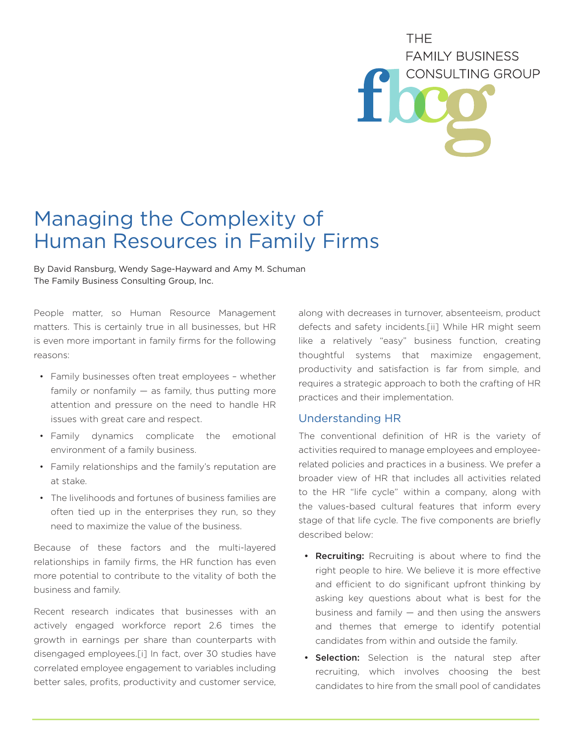THE FAMILY BUSINESS CONSULTING GROUP

# Managing the Complexity of Human Resources in Family Firms

By David Ransburg, Wendy Sage-Hayward and Amy M. Schuman
The Family Business Consulting Group, Inc.

People matter, so Human Resource Management matters. This is certainly true in all businesses, but HR is even more important in family firms for the following reasons:

- Family businesses often treat employees – whether family or nonfamily — as family, thus putting more attention and pressure on the need to handle HR issues with great care and respect.
- Family dynamics complicate the emotional environment of a family business.
- Family relationships and the family's reputation are at stake.
- The livelihoods and fortunes of business families are often tied up in the enterprises they run, so they need to maximize the value of the business.

Because of these factors and the multi-layered relationships in family firms, the HR function has even more potential to contribute to the vitality of both the business and family.

Recent research indicates that businesses with an actively engaged workforce report 2.6 times the growth in earnings per share than counterparts with disengaged employees.[i] In fact, over 30 studies have correlated employee engagement to variables including better sales, profits, productivity and customer service, along with decreases in turnover, absenteeism, product defects and safety incidents.[ii] While HR might seem like a relatively "easy" business function, creating thoughtful systems that maximize engagement, productivity and satisfaction is far from simple, and requires a strategic approach to both the crafting of HR practices and their implementation.

## Understanding HR

The conventional definition of HR is the variety of activities required to manage employees and employee-related policies and practices in a business. We prefer a broader view of HR that includes all activities related to the HR "life cycle" within a company, along with the values-based cultural features that inform every stage of that life cycle. The five components are briefly described below:

- **Recruiting:** Recruiting is about where to find the right people to hire. We believe it is more effective and efficient to do significant upfront thinking by asking key questions about what is best for the business and family — and then using the answers and themes that emerge to identify potential candidates from within and outside the family.
- **Selection:** Selection is the natural step after recruiting, which involves choosing the best candidates to hire from the small pool of candidates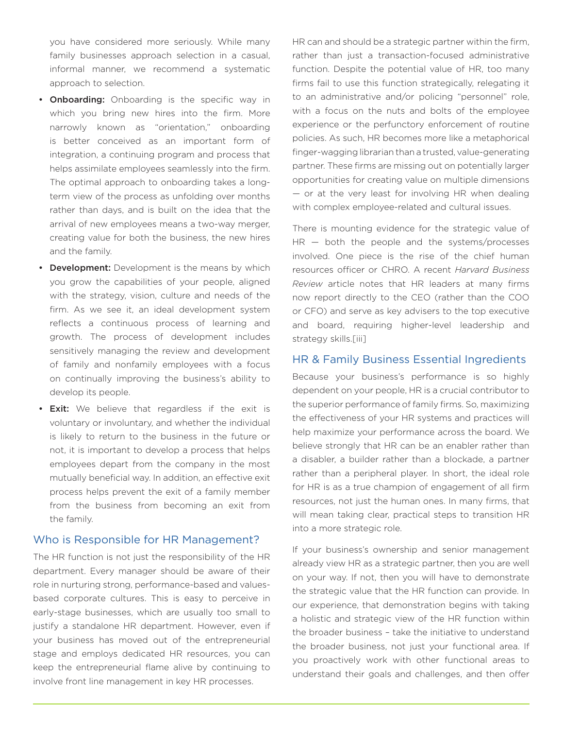you have considered more seriously. While many family businesses approach selection in a casual, informal manner, we recommend a systematic approach to selection.

- **Onboarding:** Onboarding is the specific way in which you bring new hires into the firm. More narrowly known as "orientation," onboarding is better conceived as an important form of integration, a continuing program and process that helps assimilate employees seamlessly into the firm. The optimal approach to onboarding takes a long-term view of the process as unfolding over months rather than days, and is built on the idea that the arrival of new employees means a two-way merger, creating value for both the business, the new hires and the family.
- **Development:** Development is the means by which you grow the capabilities of your people, aligned with the strategy, vision, culture and needs of the firm. As we see it, an ideal development system reflects a continuous process of learning and growth. The process of development includes sensitively managing the review and development of family and nonfamily employees with a focus on continually improving the business's ability to develop its people.
- **Exit:** We believe that regardless if the exit is voluntary or involuntary, and whether the individual is likely to return to the business in the future or not, it is important to develop a process that helps employees depart from the company in the most mutually beneficial way. In addition, an effective exit process helps prevent the exit of a family member from the business from becoming an exit from the family.

## Who is Responsible for HR Management?

The HR function is not just the responsibility of the HR department. Every manager should be aware of their role in nurturing strong, performance-based and values-based corporate cultures. This is easy to perceive in early-stage businesses, which are usually too small to justify a standalone HR department. However, even if your business has moved out of the entrepreneurial stage and employs dedicated HR resources, you can keep the entrepreneurial flame alive by continuing to involve front line management in key HR processes.

HR can and should be a strategic partner within the firm, rather than just a transaction-focused administrative function. Despite the potential value of HR, too many firms fail to use this function strategically, relegating it to an administrative and/or policing "personnel" role, with a focus on the nuts and bolts of the employee experience or the perfunctory enforcement of routine policies. As such, HR becomes more like a metaphorical finger-wagging librarian than a trusted, value-generating partner. These firms are missing out on potentially larger opportunities for creating value on multiple dimensions — or at the very least for involving HR when dealing with complex employee-related and cultural issues.

There is mounting evidence for the strategic value of HR — both the people and the systems/processes involved. One piece is the rise of the chief human resources officer or CHRO. A recent *Harvard Business Review* article notes that HR leaders at many firms now report directly to the CEO (rather than the COO or CFO) and serve as key advisers to the top executive and board, requiring higher-level leadership and strategy skills.[iii]

## HR & Family Business Essential Ingredients

Because your business's performance is so highly dependent on your people, HR is a crucial contributor to the superior performance of family firms. So, maximizing the effectiveness of your HR systems and practices will help maximize your performance across the board. We believe strongly that HR can be an enabler rather than a disabler, a builder rather than a blockade, a partner rather than a peripheral player. In short, the ideal role for HR is as a true champion of engagement of all firm resources, not just the human ones. In many firms, that will mean taking clear, practical steps to transition HR into a more strategic role.

If your business's ownership and senior management already view HR as a strategic partner, then you are well on your way. If not, then you will have to demonstrate the strategic value that the HR function can provide. In our experience, that demonstration begins with taking a holistic and strategic view of the HR function within the broader business – take the initiative to understand the broader business, not just your functional area. If you proactively work with other functional areas to understand their goals and challenges, and then offer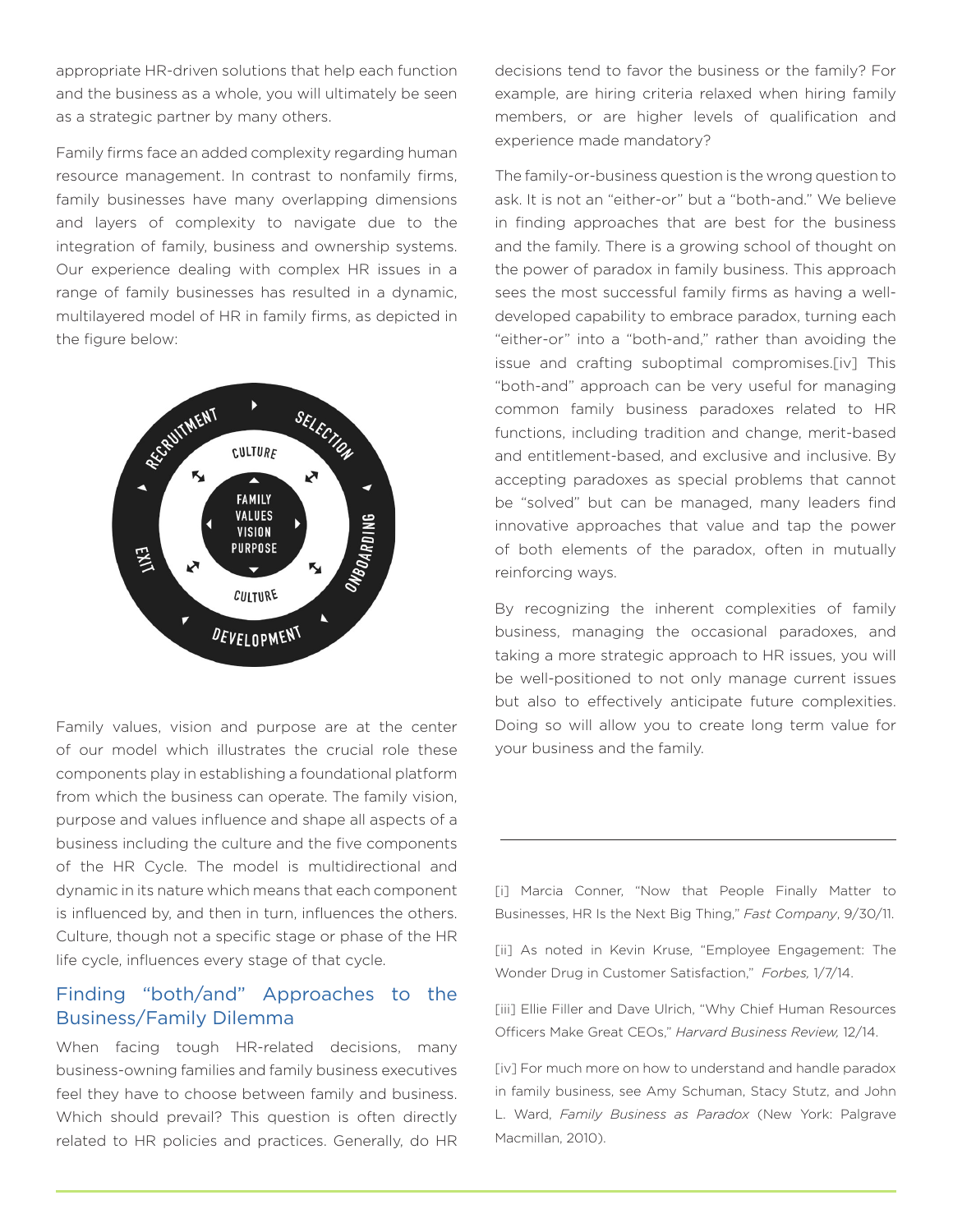appropriate HR-driven solutions that help each function and the business as a whole, you will ultimately be seen as a strategic partner by many others.

Family firms face an added complexity regarding human resource management. In contrast to nonfamily firms, family businesses have many overlapping dimensions and layers of complexity to navigate due to the integration of family, business and ownership systems. Our experience dealing with complex HR issues in a range of family businesses has resulted in a dynamic, multilayered model of HR in family firms, as depicted in the figure below:

Family values, vision and purpose are at the center of our model which illustrates the crucial role these components play in establishing a foundational platform from which the business can operate. The family vision, purpose and values influence and shape all aspects of a business including the culture and the five components of the HR Cycle. The model is multidirectional and dynamic in its nature which means that each component is influenced by, and then in turn, influences the others. Culture, though not a specific stage or phase of the HR life cycle, influences every stage of that cycle.

## Finding "both/and" Approaches to the Business/Family Dilemma

When facing tough HR-related decisions, many business-owning families and family business executives feel they have to choose between family and business. Which should prevail? This question is often directly related to HR policies and practices. Generally, do HR decisions tend to favor the business or the family? For example, are hiring criteria relaxed when hiring family members, or are higher levels of qualification and experience made mandatory?

The family-or-business question is the wrong question to ask. It is not an "either-or" but a "both-and." We believe in finding approaches that are best for the business and the family. There is a growing school of thought on the power of paradox in family business. This approach sees the most successful family firms as having a well-developed capability to embrace paradox, turning each "either-or" into a "both-and," rather than avoiding the issue and crafting suboptimal compromises.[iv] This "both-and" approach can be very useful for managing common family business paradoxes related to HR functions, including tradition and change, merit-based and entitlement-based, and exclusive and inclusive. By accepting paradoxes as special problems that cannot be "solved" but can be managed, many leaders find innovative approaches that value and tap the power of both elements of the paradox, often in mutually reinforcing ways.

By recognizing the inherent complexities of family business, managing the occasional paradoxes, and taking a more strategic approach to HR issues, you will be well-positioned to not only manage current issues but also to effectively anticipate future complexities. Doing so will allow you to create long term value for your business and the family.

---

[i] Marcia Conner, "Now that People Finally Matter to Businesses, HR Is the Next Big Thing," *Fast Company*, 9/30/11.

[ii] As noted in Kevin Kruse, "Employee Engagement: The Wonder Drug in Customer Satisfaction," *Forbes,* 1/7/14.

[iii] Ellie Filler and Dave Ulrich, "Why Chief Human Resources Officers Make Great CEOs," *Harvard Business Review,* 12/14.

[iv] For much more on how to understand and handle paradox in family business, see Amy Schuman, Stacy Stutz, and John L. Ward, *Family Business as Paradox* (New York: Palgrave Macmillan, 2010).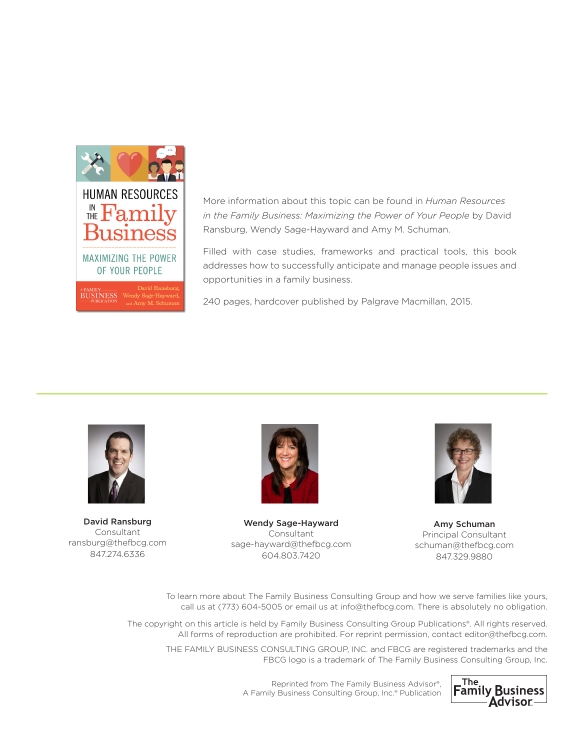More information about this topic can be found in *Human Resources in the Family Business: Maximizing the Power of Your People* by David Ransburg, Wendy Sage-Hayward and Amy M. Schuman.

Filled with case studies, frameworks and practical tools, this book addresses how to successfully anticipate and manage people issues and opportunities in a family business.

240 pages, hardcover published by Palgrave Macmillan, 2015.

---

**David Ransburg**
Consultant
ransburg@thefbcg.com
847.274.6336

**Wendy Sage-Hayward**
Consultant
sage-hayward@thefbcg.com
604.803.7420

**Amy Schuman**
Principal Consultant
schuman@thefbcg.com
847.329.9880

To learn more about The Family Business Consulting Group and how we serve families like yours, call us at (773) 604-5005 or email us at info@thefbcg.com. There is absolutely no obligation.

The copyright on this article is held by Family Business Consulting Group Publications®. All rights reserved. All forms of reproduction are prohibited. For reprint permission, contact editor@thefbcg.com.

THE FAMILY BUSINESS CONSULTING GROUP, INC. and FBCG are registered trademarks and the FBCG logo is a trademark of The Family Business Consulting Group, Inc.

Reprinted from The Family Business Advisor®,
A Family Business Consulting Group, Inc.® Publication

The Family Business Advisor